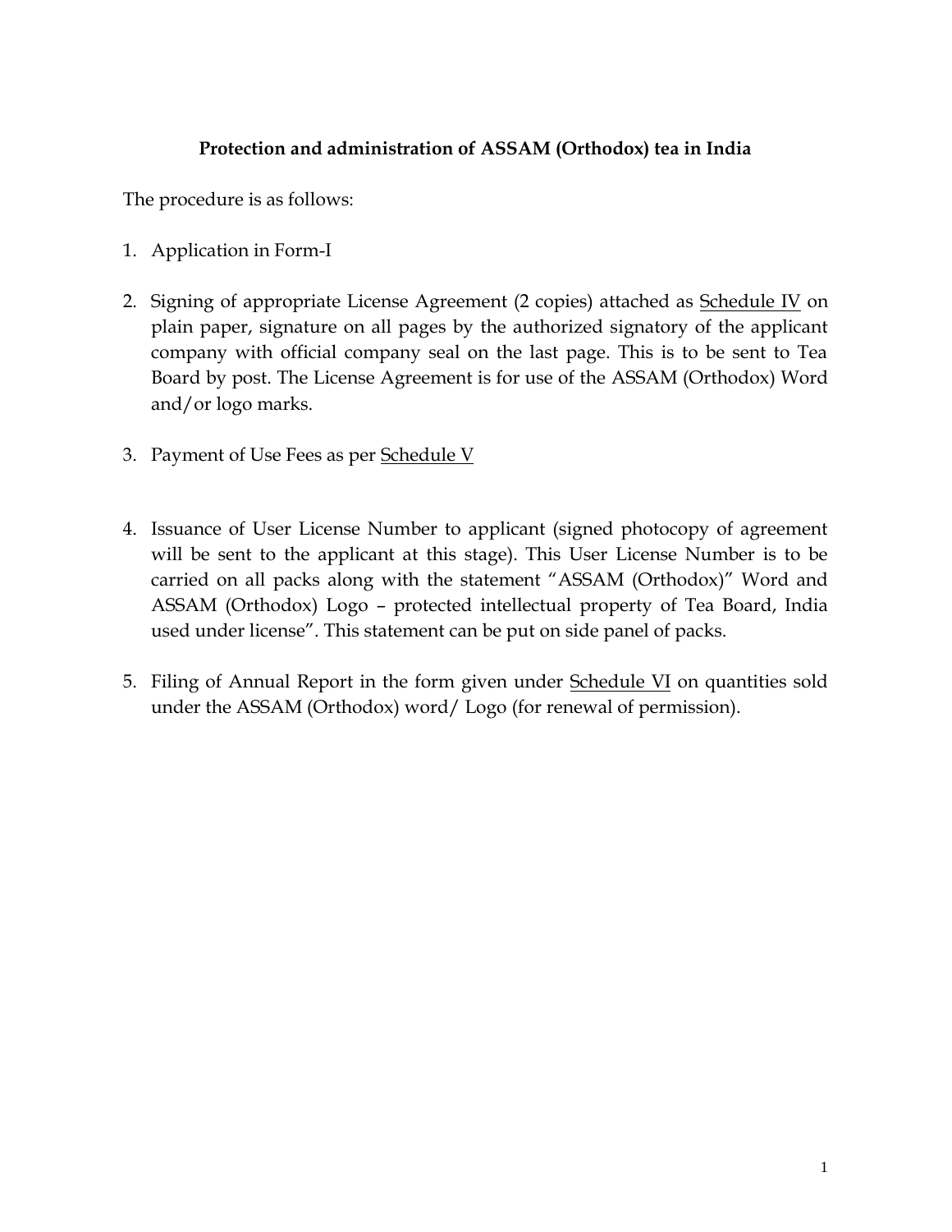**Protection and administration of ASSAM (Orthodox) tea in India**

The procedure is as follows:

1. Application in Form-I

2. Signing of appropriate License Agreement (2 copies) attached as Schedule IV on plain paper, signature on all pages by the authorized signatory of the applicant company with official company seal on the last page. This is to be sent to Tea Board by post. The License Agreement is for use of the ASSAM (Orthodox) Word and/or logo marks.

3. Payment of Use Fees as per Schedule V

4. Issuance of User License Number to applicant (signed photocopy of agreement will be sent to the applicant at this stage). This User License Number is to be carried on all packs along with the statement "ASSAM (Orthodox)" Word and ASSAM (Orthodox) Logo – protected intellectual property of Tea Board, India used under license". This statement can be put on side panel of packs.

5. Filing of Annual Report in the form given under Schedule VI on quantities sold under the ASSAM (Orthodox) word/ Logo (for renewal of permission).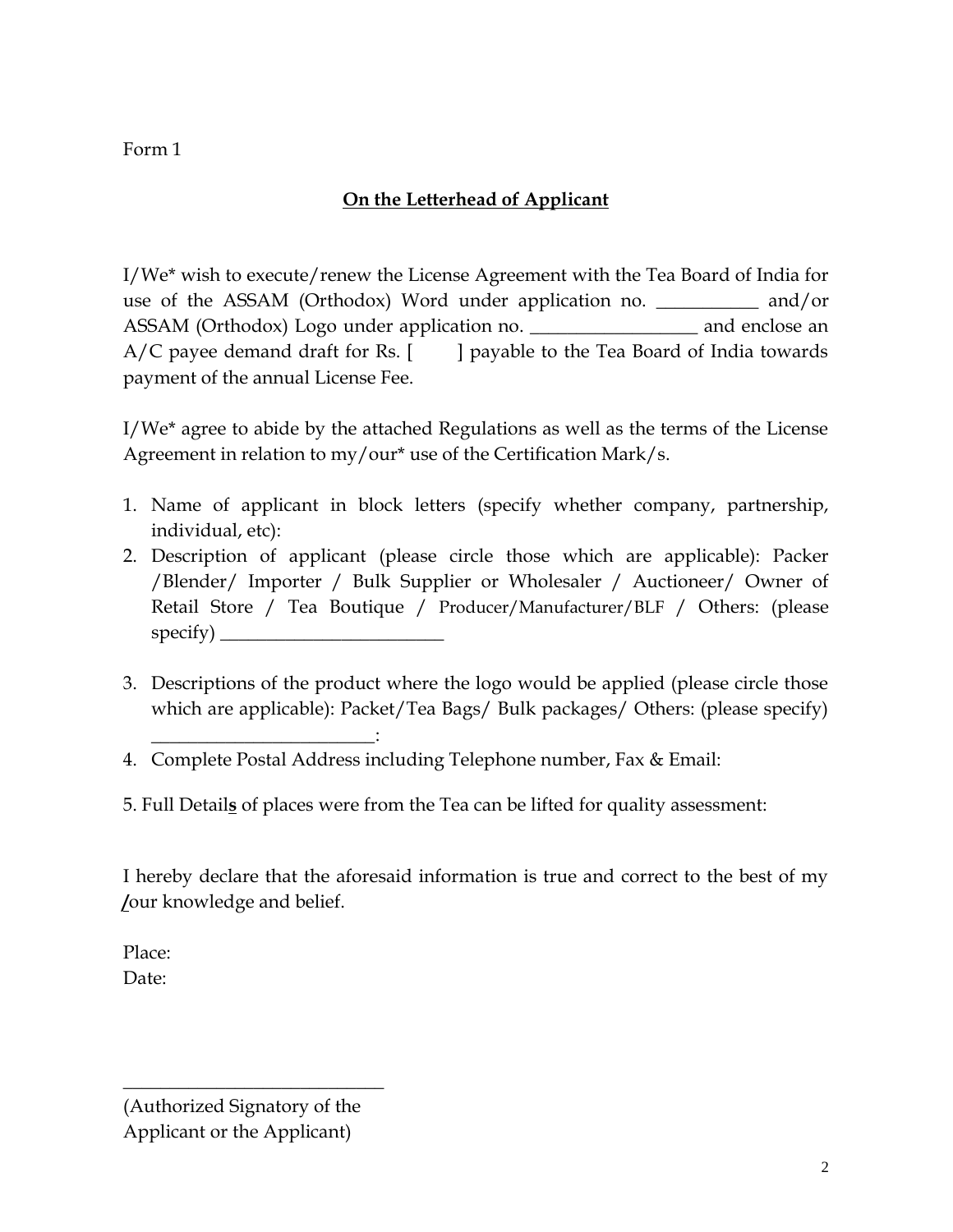Form 1

**On the Letterhead of Applicant**

I/We* wish to execute/renew the License Agreement with the Tea Board of India for use of the ASSAM (Orthodox) Word under application no. ___________ and/or ASSAM (Orthodox) Logo under application no. _________________ and enclose an A/C payee demand draft for Rs. [        ] payable to the Tea Board of India towards payment of the annual License Fee.

I/We* agree to abide by the attached Regulations as well as the terms of the License Agreement in relation to my/our* use of the Certification Mark/s.

1. Name of applicant in block letters (specify whether company, partnership, individual, etc):
2. Description of applicant (please circle those which are applicable): Packer /Blender/ Importer / Bulk Supplier or Wholesaler / Auctioneer/ Owner of Retail Store / Tea Boutique / Producer/Manufacturer/BLF / Others: (please specify) ________________________
3. Descriptions of the product where the logo would be applied (please circle those which are applicable): Packet/Tea Bags/ Bulk packages/ Others: (please specify) ________________________:
4. Complete Postal Address including Telephone number, Fax & Email:
5. Full Detail**s** of places were from the Tea can be lifted for quality assessment:

I hereby declare that the aforesaid information is true and correct to the best of my **/**our knowledge and belief.

Place:
Date:

____________________________
(Authorized Signatory of the Applicant or the Applicant)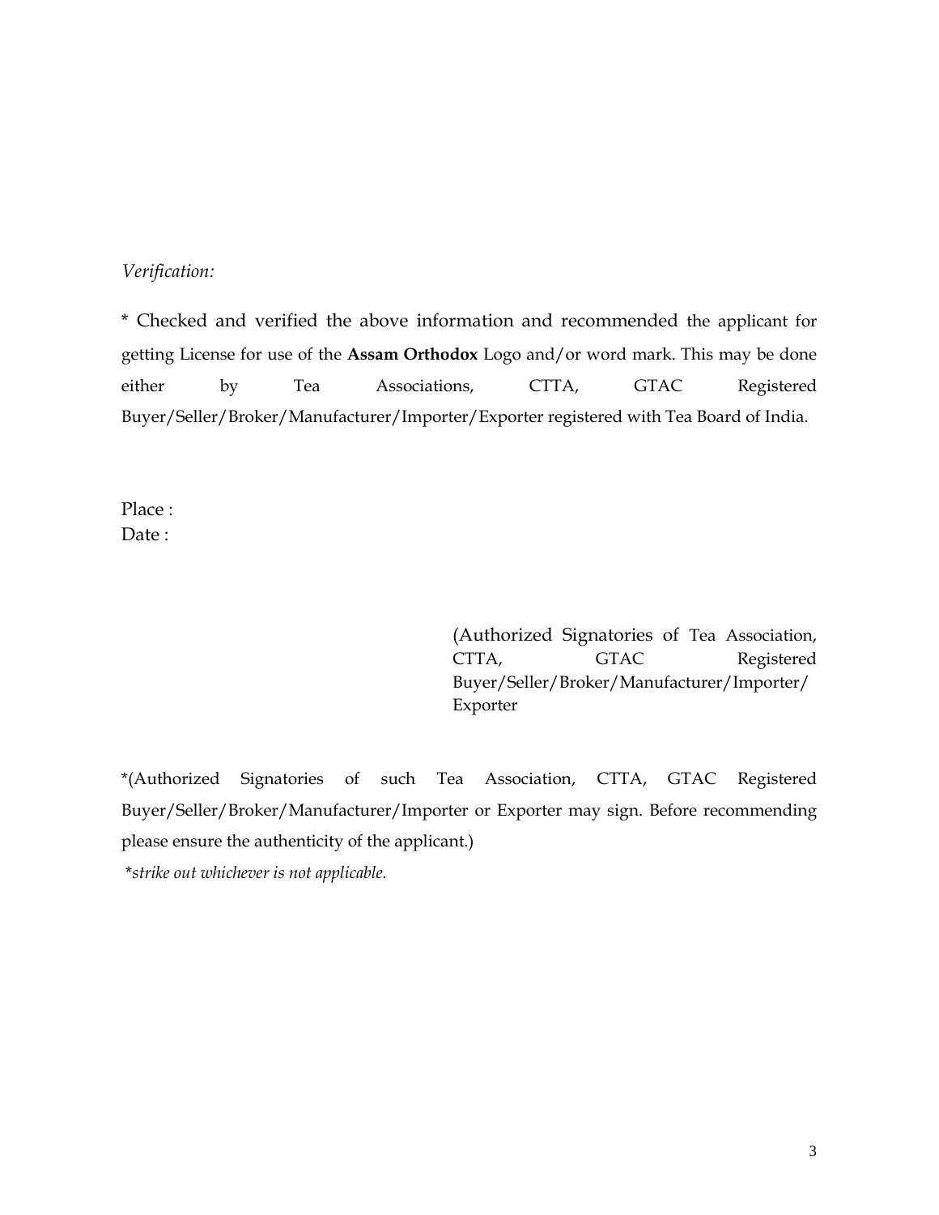*Verification:*

* Checked and verified the above information and recommended the applicant for getting License for use of the **Assam Orthodox** Logo and/or word mark. This may be done either by Tea Associations, CTTA, GTAC Registered Buyer/Seller/Broker/Manufacturer/Importer/Exporter registered with Tea Board of India.

Place :
Date :

(Authorized Signatories of Tea Association, CTTA, GTAC Registered Buyer/Seller/Broker/Manufacturer/Importer/ Exporter

*(Authorized Signatories of such Tea Association, CTTA, GTAC Registered Buyer/Seller/Broker/Manufacturer/Importer or Exporter may sign. Before recommending please ensure the authenticity of the applicant.)

*\*strike out whichever is not applicable.*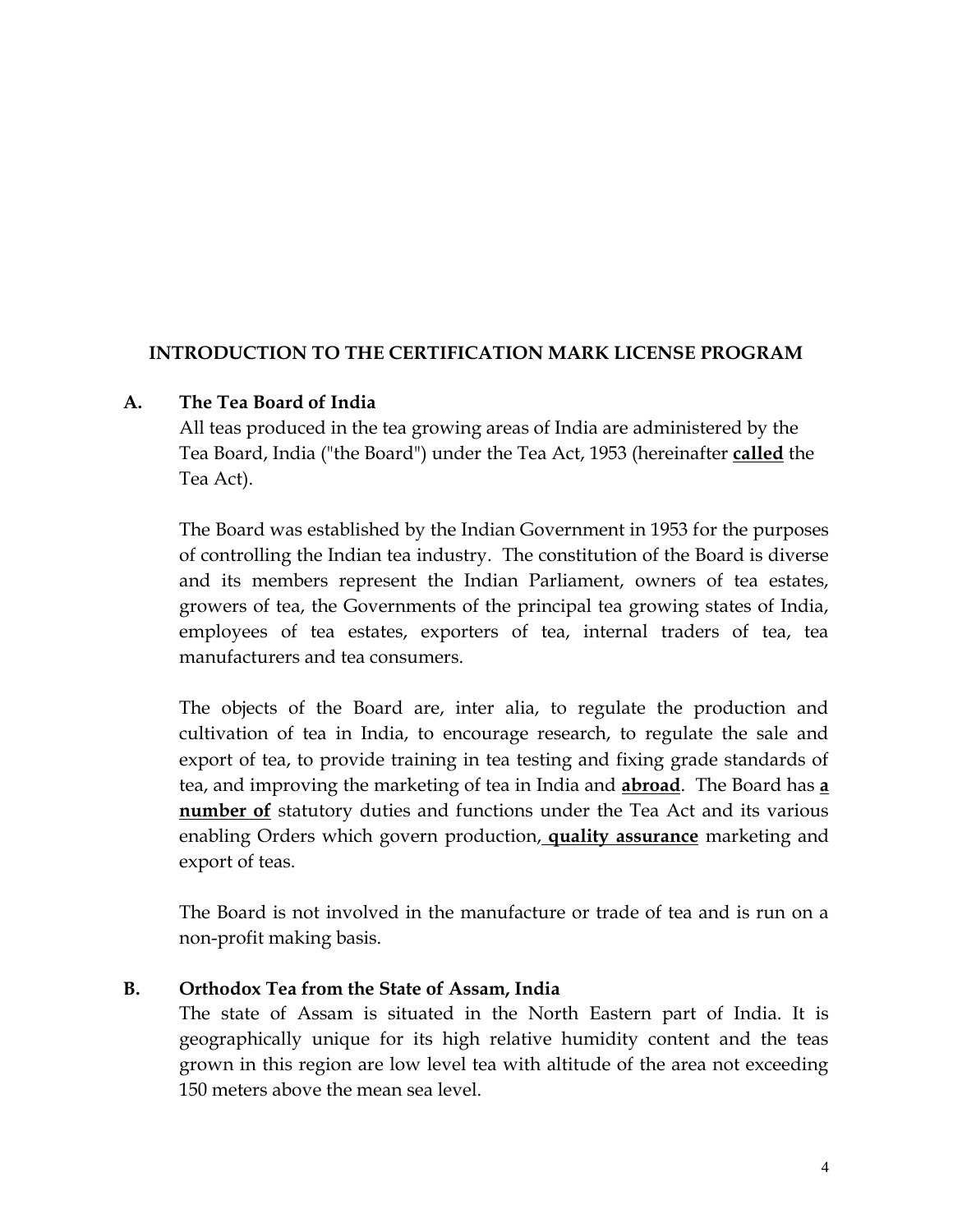## INTRODUCTION TO THE CERTIFICATION MARK LICENSE PROGRAM

### A. The Tea Board of India

All teas produced in the tea growing areas of India are administered by the Tea Board, India ("the Board") under the Tea Act, 1953 (hereinafter **called** the Tea Act).

The Board was established by the Indian Government in 1953 for the purposes of controlling the Indian tea industry. The constitution of the Board is diverse and its members represent the Indian Parliament, owners of tea estates, growers of tea, the Governments of the principal tea growing states of India, employees of tea estates, exporters of tea, internal traders of tea, tea manufacturers and tea consumers.

The objects of the Board are, inter alia, to regulate the production and cultivation of tea in India, to encourage research, to regulate the sale and export of tea, to provide training in tea testing and fixing grade standards of tea, and improving the marketing of tea in India and **abroad**. The Board has **a number of** statutory duties and functions under the Tea Act and its various enabling Orders which govern production, **quality assurance** marketing and export of teas.

The Board is not involved in the manufacture or trade of tea and is run on a non-profit making basis.

### B. Orthodox Tea from the State of Assam, India

The state of Assam is situated in the North Eastern part of India. It is geographically unique for its high relative humidity content and the teas grown in this region are low level tea with altitude of the area not exceeding 150 meters above the mean sea level.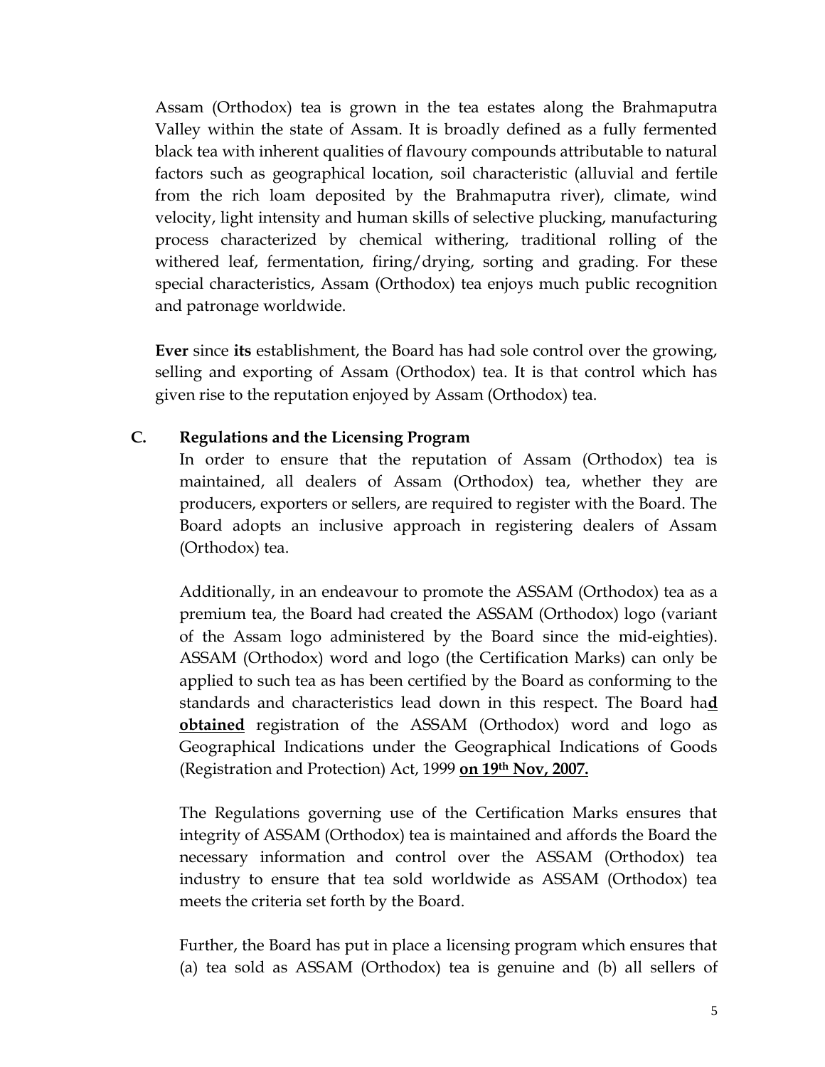Assam (Orthodox) tea is grown in the tea estates along the Brahmaputra Valley within the state of Assam. It is broadly defined as a fully fermented black tea with inherent qualities of flavoury compounds attributable to natural factors such as geographical location, soil characteristic (alluvial and fertile from the rich loam deposited by the Brahmaputra river), climate, wind velocity, light intensity and human skills of selective plucking, manufacturing process characterized by chemical withering, traditional rolling of the withered leaf, fermentation, firing/drying, sorting and grading. For these special characteristics, Assam (Orthodox) tea enjoys much public recognition and patronage worldwide.

**Ever** since **its** establishment, the Board has had sole control over the growing, selling and exporting of Assam (Orthodox) tea. It is that control which has given rise to the reputation enjoyed by Assam (Orthodox) tea.

### C. Regulations and the Licensing Program

In order to ensure that the reputation of Assam (Orthodox) tea is maintained, all dealers of Assam (Orthodox) tea, whether they are producers, exporters or sellers, are required to register with the Board. The Board adopts an inclusive approach in registering dealers of Assam (Orthodox) tea.

Additionally, in an endeavour to promote the ASSAM (Orthodox) tea as a premium tea, the Board had created the ASSAM (Orthodox) logo (variant of the Assam logo administered by the Board since the mid-eighties). ASSAM (Orthodox) word and logo (the Certification Marks) can only be applied to such tea as has been certified by the Board as conforming to the standards and characteristics lead down in this respect. The Board ha**d obtained** registration of the ASSAM (Orthodox) word and logo as Geographical Indications under the Geographical Indications of Goods (Registration and Protection) Act, 1999 **on 19th Nov, 2007.**

The Regulations governing use of the Certification Marks ensures that integrity of ASSAM (Orthodox) tea is maintained and affords the Board the necessary information and control over the ASSAM (Orthodox) tea industry to ensure that tea sold worldwide as ASSAM (Orthodox) tea meets the criteria set forth by the Board.

Further, the Board has put in place a licensing program which ensures that (a) tea sold as ASSAM (Orthodox) tea is genuine and (b) all sellers of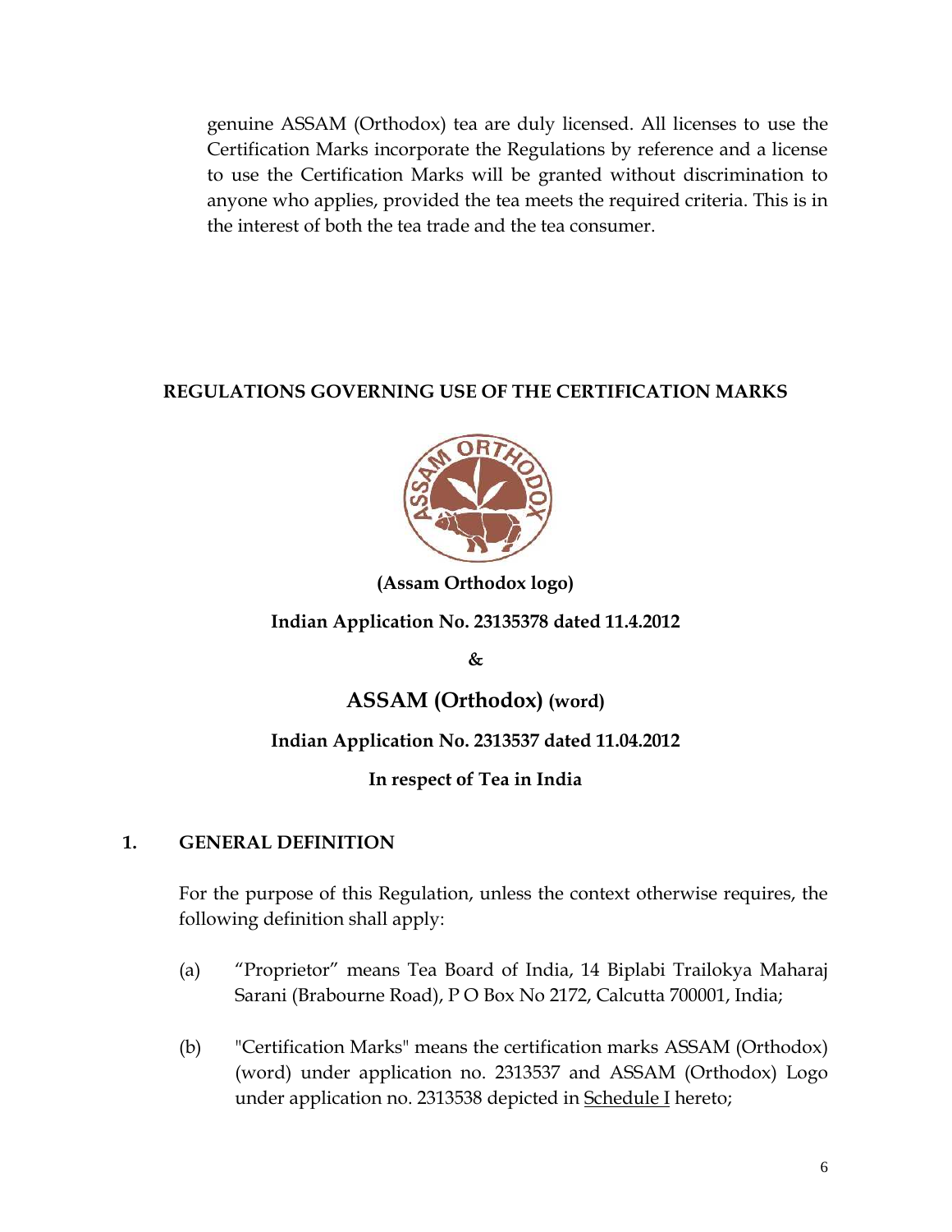genuine ASSAM (Orthodox) tea are duly licensed. All licenses to use the Certification Marks incorporate the Regulations by reference and a license to use the Certification Marks will be granted without discrimination to anyone who applies, provided the tea meets the required criteria. This is in the interest of both the tea trade and the tea consumer.

## REGULATIONS GOVERNING USE OF THE CERTIFICATION MARKS

**(Assam Orthodox logo)**

**Indian Application No. 23135378 dated 11.4.2012**

**&**

**ASSAM (Orthodox) (word)**

**Indian Application No. 2313537 dated 11.04.2012**

**In respect of Tea in India**

### 1. GENERAL DEFINITION

For the purpose of this Regulation, unless the context otherwise requires, the following definition shall apply:

(a) "Proprietor" means Tea Board of India, 14 Biplabi Trailokya Maharaj Sarani (Brabourne Road), P O Box No 2172, Calcutta 700001, India;

(b) "Certification Marks" means the certification marks ASSAM (Orthodox) (word) under application no. 2313537 and ASSAM (Orthodox) Logo under application no. 2313538 depicted in Schedule I hereto;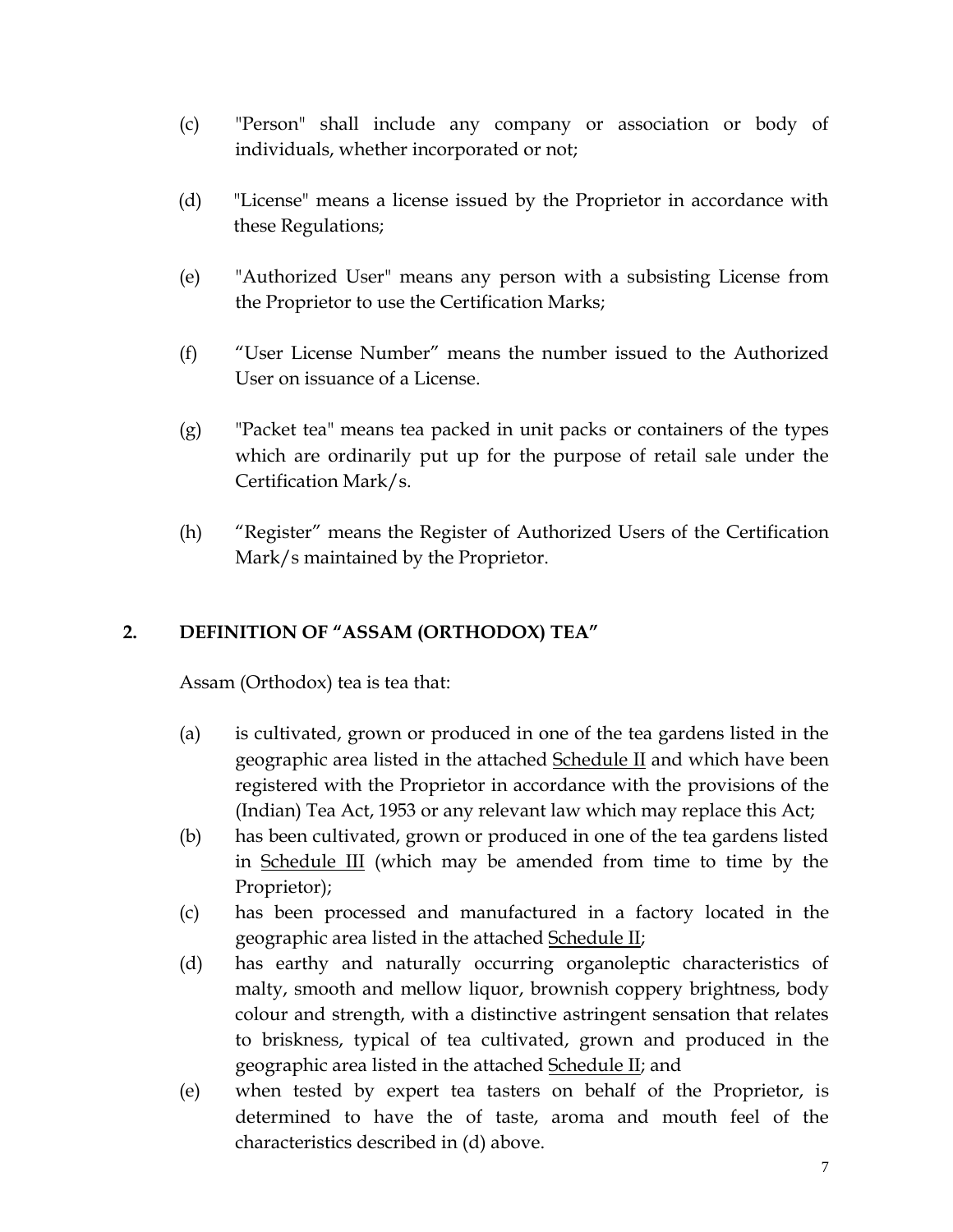(c) "Person" shall include any company or association or body of individuals, whether incorporated or not;

(d) "License" means a license issued by the Proprietor in accordance with these Regulations;

(e) "Authorized User" means any person with a subsisting License from the Proprietor to use the Certification Marks;

(f) "User License Number" means the number issued to the Authorized User on issuance of a License.

(g) "Packet tea" means tea packed in unit packs or containers of the types which are ordinarily put up for the purpose of retail sale under the Certification Mark/s.

(h) "Register" means the Register of Authorized Users of the Certification Mark/s maintained by the Proprietor.

## 2. DEFINITION OF "ASSAM (ORTHODOX) TEA"

Assam (Orthodox) tea is tea that:

(a) is cultivated, grown or produced in one of the tea gardens listed in the geographic area listed in the attached <u>Schedule II</u> and which have been registered with the Proprietor in accordance with the provisions of the (Indian) Tea Act, 1953 or any relevant law which may replace this Act;

(b) has been cultivated, grown or produced in one of the tea gardens listed in <u>Schedule III</u> (which may be amended from time to time by the Proprietor);

(c) has been processed and manufactured in a factory located in the geographic area listed in the attached <u>Schedule II</u>;

(d) has earthy and naturally occurring organoleptic characteristics of malty, smooth and mellow liquor, brownish coppery brightness, body colour and strength, with a distinctive astringent sensation that relates to briskness, typical of tea cultivated, grown and produced in the geographic area listed in the attached <u>Schedule II</u>; and

(e) when tested by expert tea tasters on behalf of the Proprietor, is determined to have the of taste, aroma and mouth feel of the characteristics described in (d) above.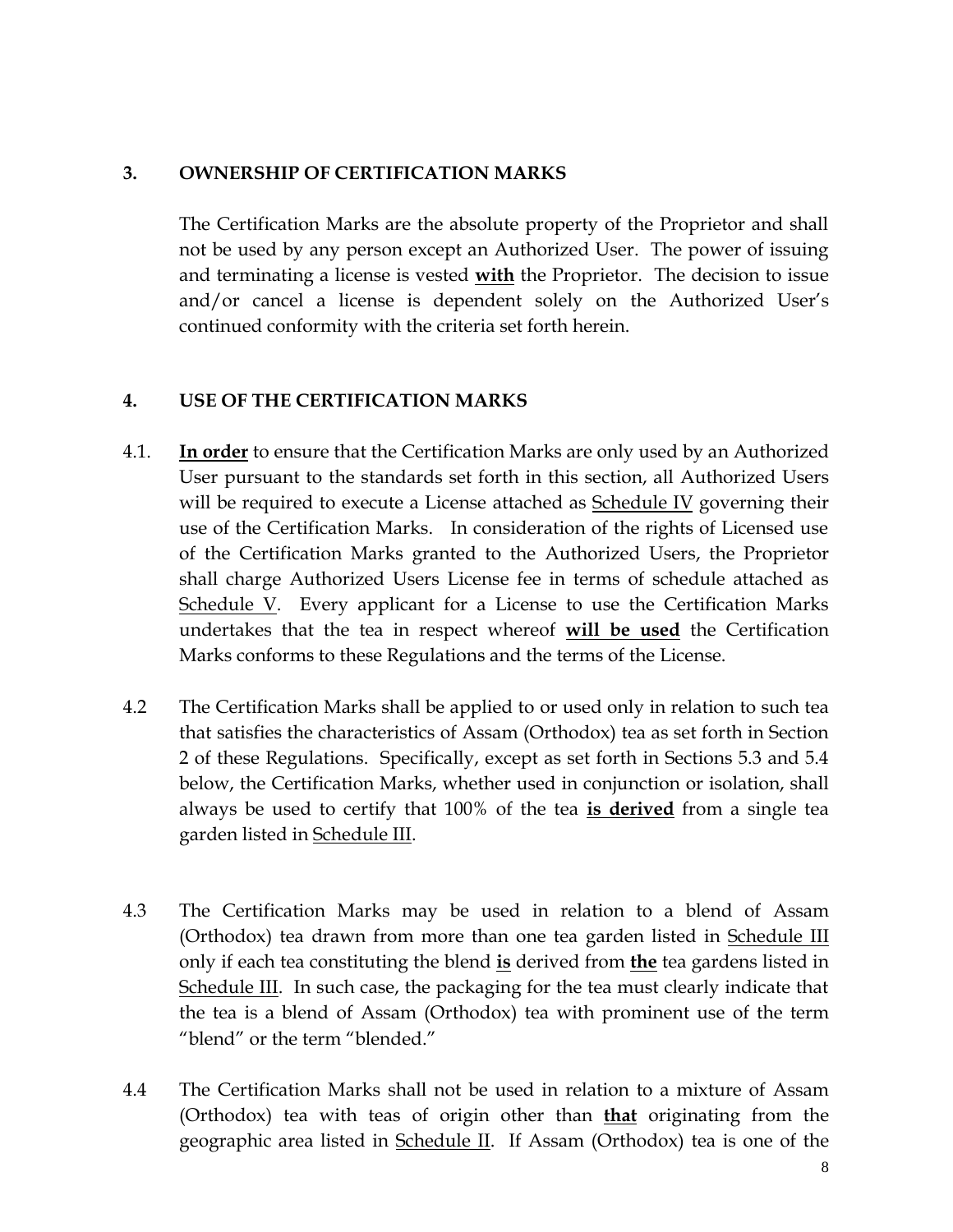## 3. OWNERSHIP OF CERTIFICATION MARKS

The Certification Marks are the absolute property of the Proprietor and shall not be used by any person except an Authorized User. The power of issuing and terminating a license is vested **with** the Proprietor. The decision to issue and/or cancel a license is dependent solely on the Authorized User's continued conformity with the criteria set forth herein.

## 4. USE OF THE CERTIFICATION MARKS

4.1. **In order** to ensure that the Certification Marks are only used by an Authorized User pursuant to the standards set forth in this section, all Authorized Users will be required to execute a License attached as Schedule IV governing their use of the Certification Marks. In consideration of the rights of Licensed use of the Certification Marks granted to the Authorized Users, the Proprietor shall charge Authorized Users License fee in terms of schedule attached as Schedule V. Every applicant for a License to use the Certification Marks undertakes that the tea in respect whereof **will be used** the Certification Marks conforms to these Regulations and the terms of the License.

4.2 The Certification Marks shall be applied to or used only in relation to such tea that satisfies the characteristics of Assam (Orthodox) tea as set forth in Section 2 of these Regulations. Specifically, except as set forth in Sections 5.3 and 5.4 below, the Certification Marks, whether used in conjunction or isolation, shall always be used to certify that 100% of the tea **is derived** from a single tea garden listed in Schedule III.

4.3 The Certification Marks may be used in relation to a blend of Assam (Orthodox) tea drawn from more than one tea garden listed in Schedule III only if each tea constituting the blend **is** derived from **the** tea gardens listed in Schedule III. In such case, the packaging for the tea must clearly indicate that the tea is a blend of Assam (Orthodox) tea with prominent use of the term "blend" or the term "blended."

4.4 The Certification Marks shall not be used in relation to a mixture of Assam (Orthodox) tea with teas of origin other than **that** originating from the geographic area listed in Schedule II. If Assam (Orthodox) tea is one of the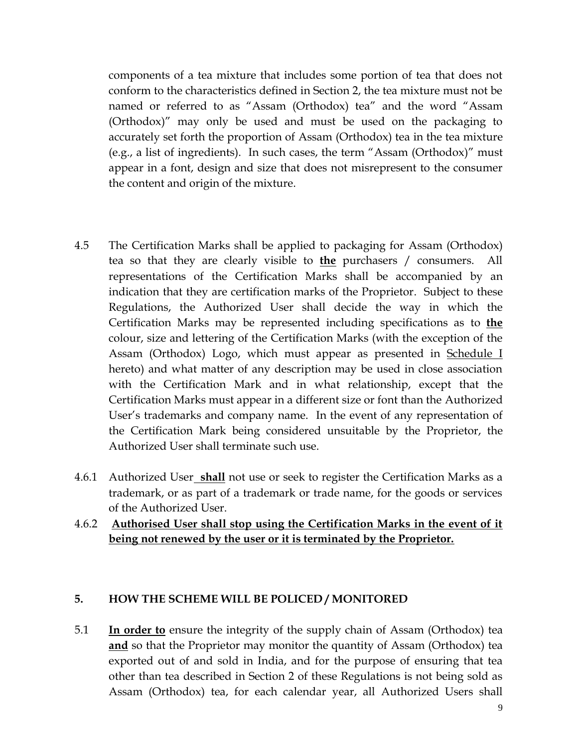components of a tea mixture that includes some portion of tea that does not conform to the characteristics defined in Section 2, the tea mixture must not be named or referred to as "Assam (Orthodox) tea" and the word "Assam (Orthodox)" may only be used and must be used on the packaging to accurately set forth the proportion of Assam (Orthodox) tea in the tea mixture (e.g., a list of ingredients). In such cases, the term "Assam (Orthodox)" must appear in a font, design and size that does not misrepresent to the consumer the content and origin of the mixture.

4.5 The Certification Marks shall be applied to packaging for Assam (Orthodox) tea so that they are clearly visible to **the** purchasers / consumers. All representations of the Certification Marks shall be accompanied by an indication that they are certification marks of the Proprietor. Subject to these Regulations, the Authorized User shall decide the way in which the Certification Marks may be represented including specifications as to **the** colour, size and lettering of the Certification Marks (with the exception of the Assam (Orthodox) Logo, which must appear as presented in Schedule I hereto) and what matter of any description may be used in close association with the Certification Mark and in what relationship, except that the Certification Marks must appear in a different size or font than the Authorized User's trademarks and company name. In the event of any representation of the Certification Mark being considered unsuitable by the Proprietor, the Authorized User shall terminate such use.

4.6.1 Authorized User **shall** not use or seek to register the Certification Marks as a trademark, or as part of a trademark or trade name, for the goods or services of the Authorized User.

4.6.2 **Authorised User shall stop using the Certification Marks in the event of it being not renewed by the user or it is terminated by the Proprietor.**

## 5. HOW THE SCHEME WILL BE POLICED / MONITORED

5.1 **In order to** ensure the integrity of the supply chain of Assam (Orthodox) tea **and** so that the Proprietor may monitor the quantity of Assam (Orthodox) tea exported out of and sold in India, and for the purpose of ensuring that tea other than tea described in Section 2 of these Regulations is not being sold as Assam (Orthodox) tea, for each calendar year, all Authorized Users shall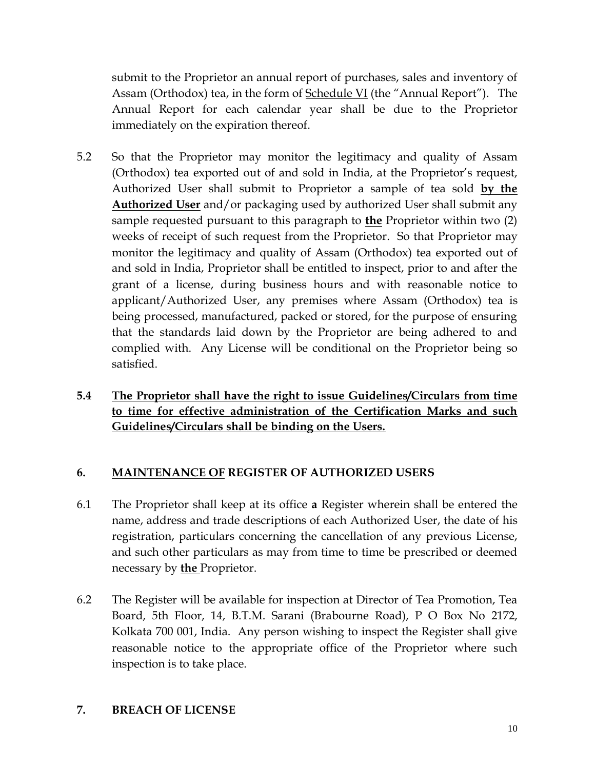submit to the Proprietor an annual report of purchases, sales and inventory of Assam (Orthodox) tea, in the form of <u>Schedule VI</u> (the "Annual Report"). The Annual Report for each calendar year shall be due to the Proprietor immediately on the expiration thereof.

5.2 So that the Proprietor may monitor the legitimacy and quality of Assam (Orthodox) tea exported out of and sold in India, at the Proprietor's request, Authorized User shall submit to Proprietor a sample of tea sold <u>**by the Authorized User**</u> and/or packaging used by authorized User shall submit any sample requested pursuant to this paragraph to <u>**the**</u> Proprietor within two (2) weeks of receipt of such request from the Proprietor. So that Proprietor may monitor the legitimacy and quality of Assam (Orthodox) tea exported out of and sold in India, Proprietor shall be entitled to inspect, prior to and after the grant of a license, during business hours and with reasonable notice to applicant/Authorized User, any premises where Assam (Orthodox) tea is being processed, manufactured, packed or stored, for the purpose of ensuring that the standards laid down by the Proprietor are being adhered to and complied with. Any License will be conditional on the Proprietor being so satisfied.

**5.4** <u>**The Proprietor shall have the right to issue Guidelines/Circulars from time to time for effective administration of the Certification Marks and such Guidelines/Circulars shall be binding on the Users.**</u>

## 6. <u>MAINTENANCE OF</u> REGISTER OF AUTHORIZED USERS

6.1 The Proprietor shall keep at its office **a** Register wherein shall be entered the name, address and trade descriptions of each Authorized User, the date of his registration, particulars concerning the cancellation of any previous License, and such other particulars as may from time to time be prescribed or deemed necessary by <u>**the**</u> Proprietor.

6.2 The Register will be available for inspection at Director of Tea Promotion, Tea Board, 5th Floor, 14, B.T.M. Sarani (Brabourne Road), P O Box No 2172, Kolkata 700 001, India. Any person wishing to inspect the Register shall give reasonable notice to the appropriate office of the Proprietor where such inspection is to take place.

## 7. BREACH OF LICENSE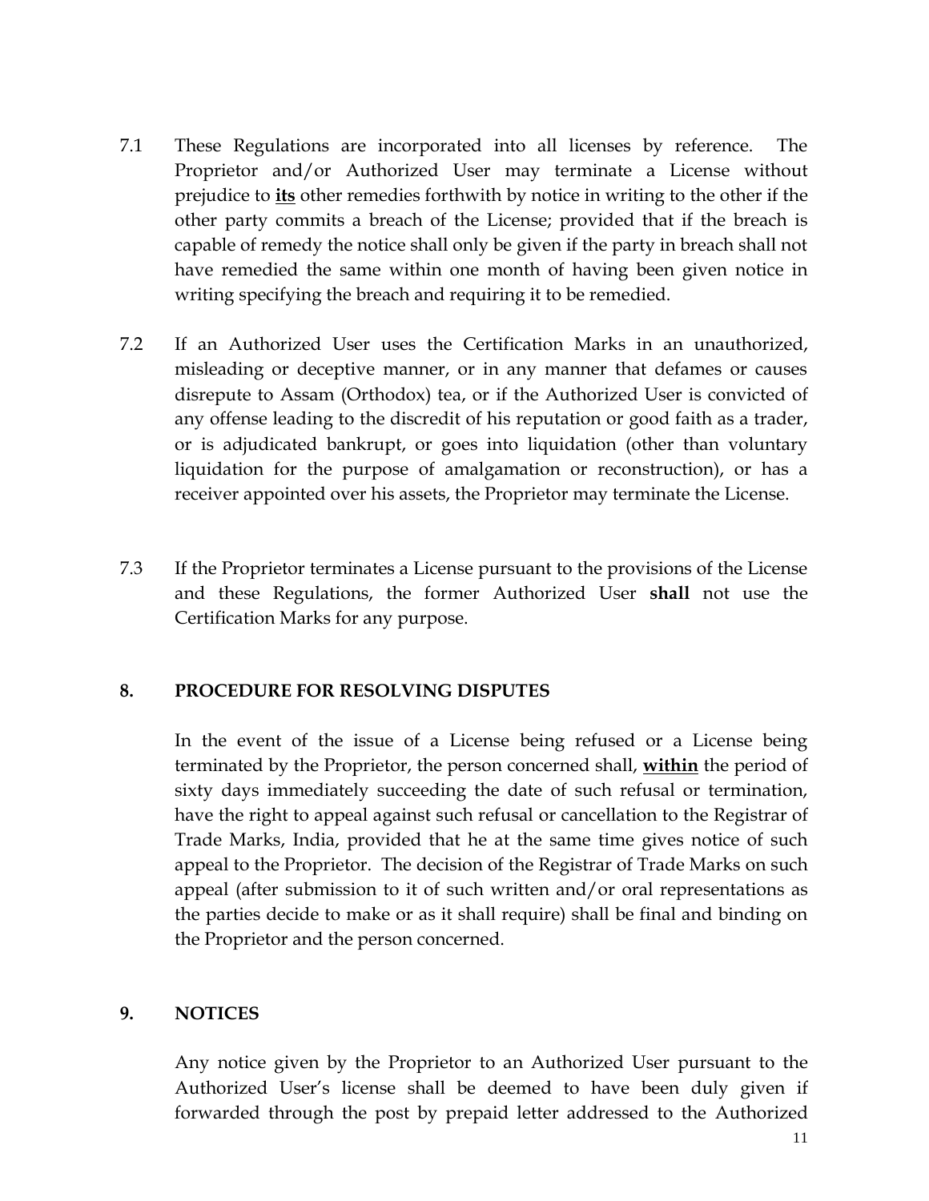7.1 These Regulations are incorporated into all licenses by reference. The Proprietor and/or Authorized User may terminate a License without prejudice to **<u>its</u>** other remedies forthwith by notice in writing to the other if the other party commits a breach of the License; provided that if the breach is capable of remedy the notice shall only be given if the party in breach shall not have remedied the same within one month of having been given notice in writing specifying the breach and requiring it to be remedied.

7.2 If an Authorized User uses the Certification Marks in an unauthorized, misleading or deceptive manner, or in any manner that defames or causes disrepute to Assam (Orthodox) tea, or if the Authorized User is convicted of any offense leading to the discredit of his reputation or good faith as a trader, or is adjudicated bankrupt, or goes into liquidation (other than voluntary liquidation for the purpose of amalgamation or reconstruction), or has a receiver appointed over his assets, the Proprietor may terminate the License.

7.3 If the Proprietor terminates a License pursuant to the provisions of the License and these Regulations, the former Authorized User **shall** not use the Certification Marks for any purpose.

## 8. PROCEDURE FOR RESOLVING DISPUTES

In the event of the issue of a License being refused or a License being terminated by the Proprietor, the person concerned shall, **<u>within</u>** the period of sixty days immediately succeeding the date of such refusal or termination, have the right to appeal against such refusal or cancellation to the Registrar of Trade Marks, India, provided that he at the same time gives notice of such appeal to the Proprietor. The decision of the Registrar of Trade Marks on such appeal (after submission to it of such written and/or oral representations as the parties decide to make or as it shall require) shall be final and binding on the Proprietor and the person concerned.

## 9. NOTICES

Any notice given by the Proprietor to an Authorized User pursuant to the Authorized User's license shall be deemed to have been duly given if forwarded through the post by prepaid letter addressed to the Authorized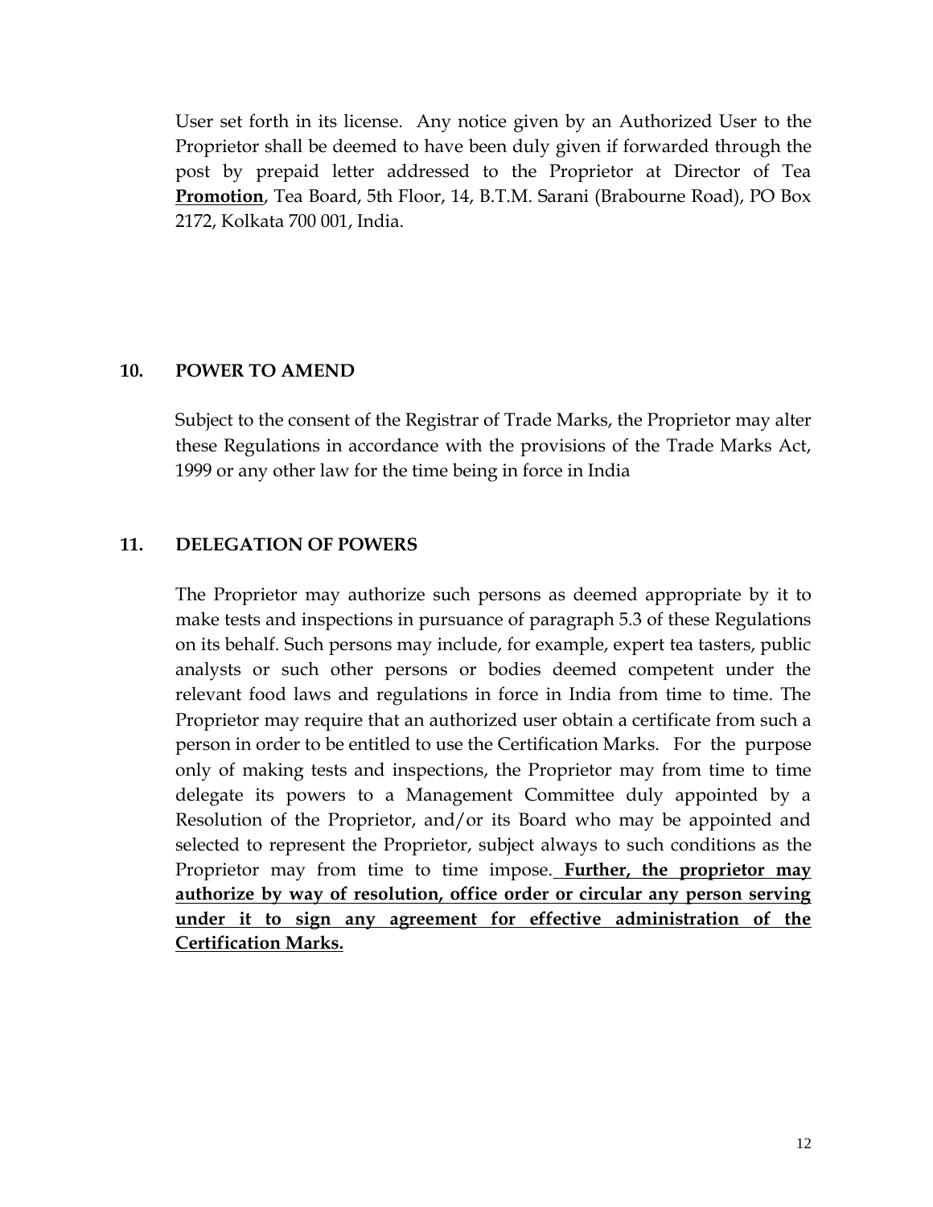User set forth in its license. Any notice given by an Authorized User to the Proprietor shall be deemed to have been duly given if forwarded through the post by prepaid letter addressed to the Proprietor at Director of Tea **<u>Promotion</u>**, Tea Board, 5th Floor, 14, B.T.M. Sarani (Brabourne Road), PO Box 2172, Kolkata 700 001, India.

## 10. POWER TO AMEND

Subject to the consent of the Registrar of Trade Marks, the Proprietor may alter these Regulations in accordance with the provisions of the Trade Marks Act, 1999 or any other law for the time being in force in India

## 11. DELEGATION OF POWERS

The Proprietor may authorize such persons as deemed appropriate by it to make tests and inspections in pursuance of paragraph 5.3 of these Regulations on its behalf. Such persons may include, for example, expert tea tasters, public analysts or such other persons or bodies deemed competent under the relevant food laws and regulations in force in India from time to time. The Proprietor may require that an authorized user obtain a certificate from such a person in order to be entitled to use the Certification Marks. For the purpose only of making tests and inspections, the Proprietor may from time to time delegate its powers to a Management Committee duly appointed by a Resolution of the Proprietor, and/or its Board who may be appointed and selected to represent the Proprietor, subject always to such conditions as the Proprietor may from time to time impose. **<u>Further, the proprietor may authorize by way of resolution, office order or circular any person serving under it to sign any agreement for effective administration of the Certification Marks.</u>**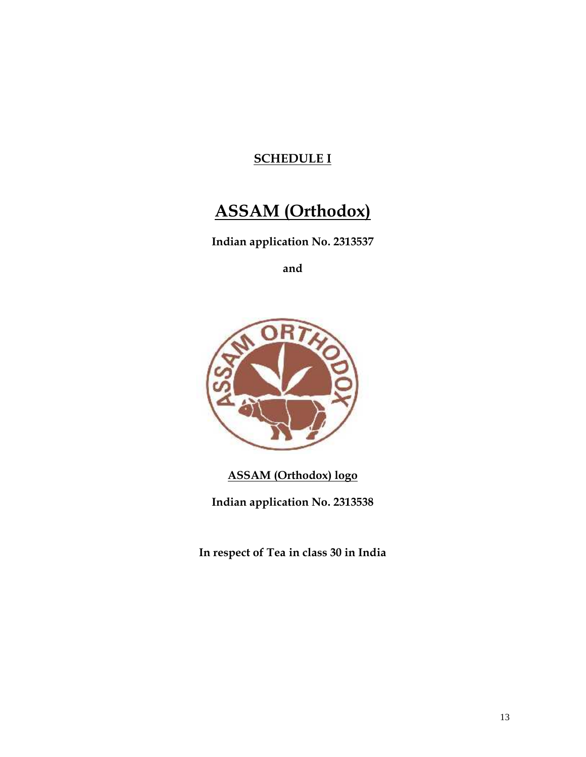**SCHEDULE I**

# ASSAM (Orthodox)

**Indian application No. 2313537**

**and**

**ASSAM (Orthodox) logo**

**Indian application No. 2313538**

**In respect of Tea in class 30 in India**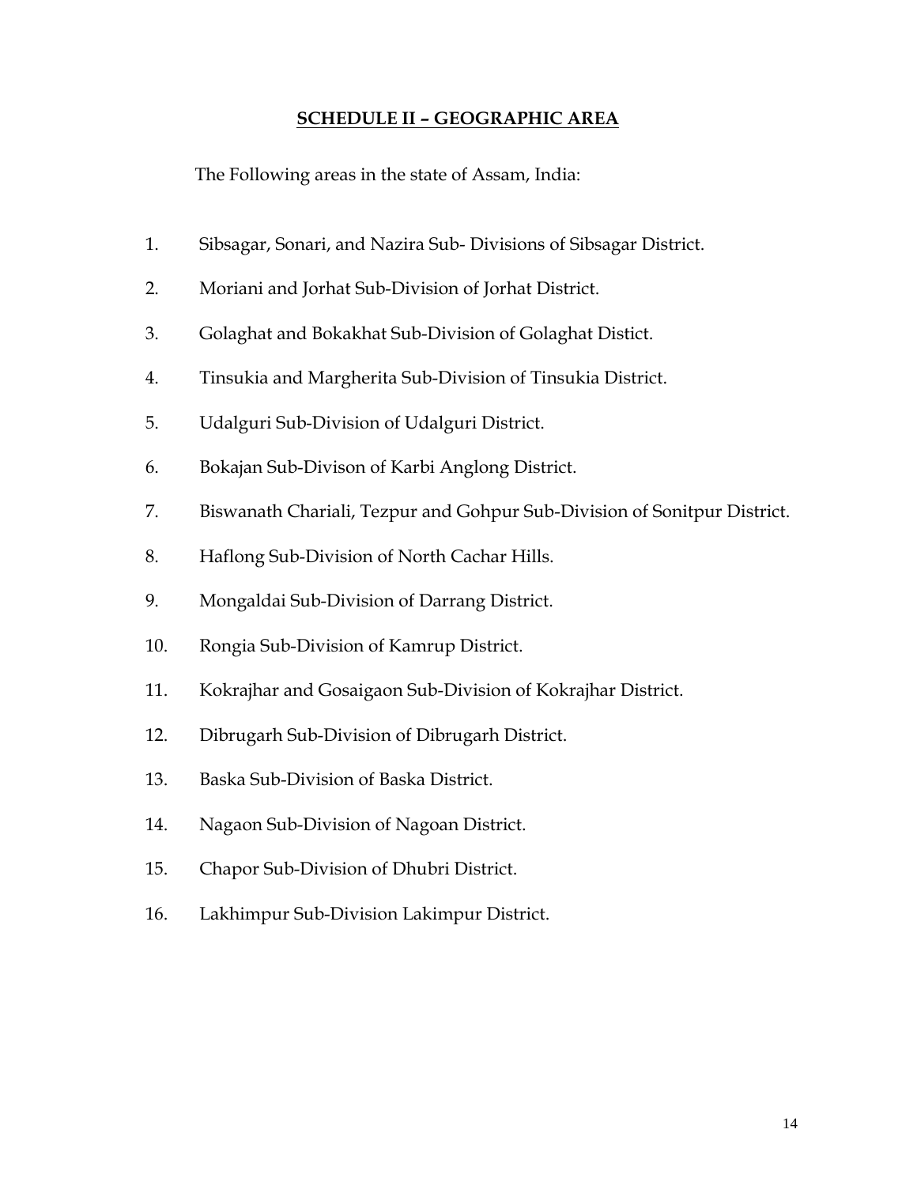## SCHEDULE II – GEOGRAPHIC AREA

The Following areas in the state of Assam, India:

1. Sibsagar, Sonari, and Nazira Sub- Divisions of Sibsagar District.
2. Moriani and Jorhat Sub-Division of Jorhat District.
3. Golaghat and Bokakhat Sub-Division of Golaghat Distict.
4. Tinsukia and Margherita Sub-Division of Tinsukia District.
5. Udalguri Sub-Division of Udalguri District.
6. Bokajan Sub-Divison of Karbi Anglong District.
7. Biswanath Chariali, Tezpur and Gohpur Sub-Division of Sonitpur District.
8. Haflong Sub-Division of North Cachar Hills.
9. Mongaldai Sub-Division of Darrang District.
10. Rongia Sub-Division of Kamrup District.
11. Kokrajhar and Gosaigaon Sub-Division of Kokrajhar District.
12. Dibrugarh Sub-Division of Dibrugarh District.
13. Baska Sub-Division of Baska District.
14. Nagaon Sub-Division of Nagoan District.
15. Chapor Sub-Division of Dhubri District.
16. Lakhimpur Sub-Division Lakimpur District.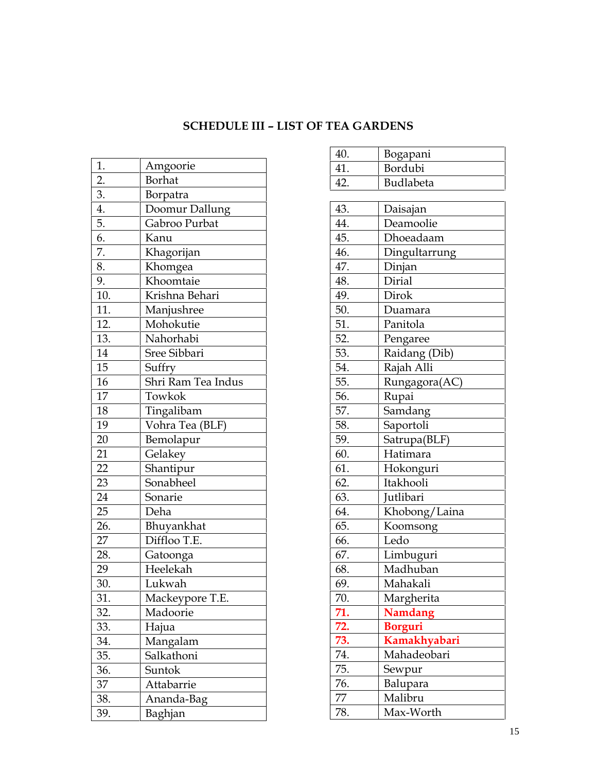## SCHEDULE III – LIST OF TEA GARDENS

| | |
|---|---|
| 1. | Amgoorie |
| 2. | Borhat |
| 3. | Borpatra |
| 4. | Doomur Dallung |
| 5. | Gabroo Purbat |
| 6. | Kanu |
| 7. | Khagorijan |
| 8. | Khomgea |
| 9. | Khoomtaie |
| 10. | Krishna Behari |
| 11. | Manjushree |
| 12. | Mohokutie |
| 13. | Nahorhabi |
| 14 | Sree Sibbari |
| 15 | Suffry |
| 16 | Shri Ram Tea Indus |
| 17 | Towkok |
| 18 | Tingalibam |
| 19 | Vohra Tea (BLF) |
| 20 | Bemolapur |
| 21 | Gelakey |
| 22 | Shantipur |
| 23 | Sonabheel |
| 24 | Sonarie |
| 25 | Deha |
| 26. | Bhuyankhat |
| 27 | Diffloo T.E. |
| 28. | Gatoonga |
| 29 | Heelekah |
| 30. | Lukwah |
| 31. | Mackeypore T.E. |
| 32. | Madoorie |
| 33. | Hajua |
| 34. | Mangalam |
| 35. | Salkathoni |
| 36. | Suntok |
| 37 | Attabarrie |
| 38. | Ananda-Bag |
| 39. | Baghjan |
| 40. | Bogapani |
| 41. | Bordubi |
| 42. | Budlabeta |
| 43. | Daisajan |
| 44. | Deamoolie |
| 45. | Dhoeadaam |
| 46. | Dingultarrung |
| 47. | Dinjan |
| 48. | Dirial |
| 49. | Dirok |
| 50. | Duamara |
| 51. | Panitola |
| 52. | Pengaree |
| 53. | Raidang (Dib) |
| 54. | Rajah Alli |
| 55. | Rungagora(AC) |
| 56. | Rupai |
| 57. | Samdang |
| 58. | Saportoli |
| 59. | Satrupa(BLF) |
| 60. | Hatimara |
| 61. | Hokonguri |
| 62. | Itakhooli |
| 63. | Jutlibari |
| 64. | Khobong/Laina |
| 65. | Koomsong |
| 66. | Ledo |
| 67. | Limbuguri |
| 68. | Madhuban |
| 69. | Mahakali |
| 70. | Margherita |
| **71.** | **Namdang** |
| **72.** | **Borguri** |
| **73.** | **Kamakhyabari** |
| 74. | Mahadeobari |
| 75. | Sewpur |
| 76. | Balupara |
| 77 | Malibru |
| 78. | Max-Worth |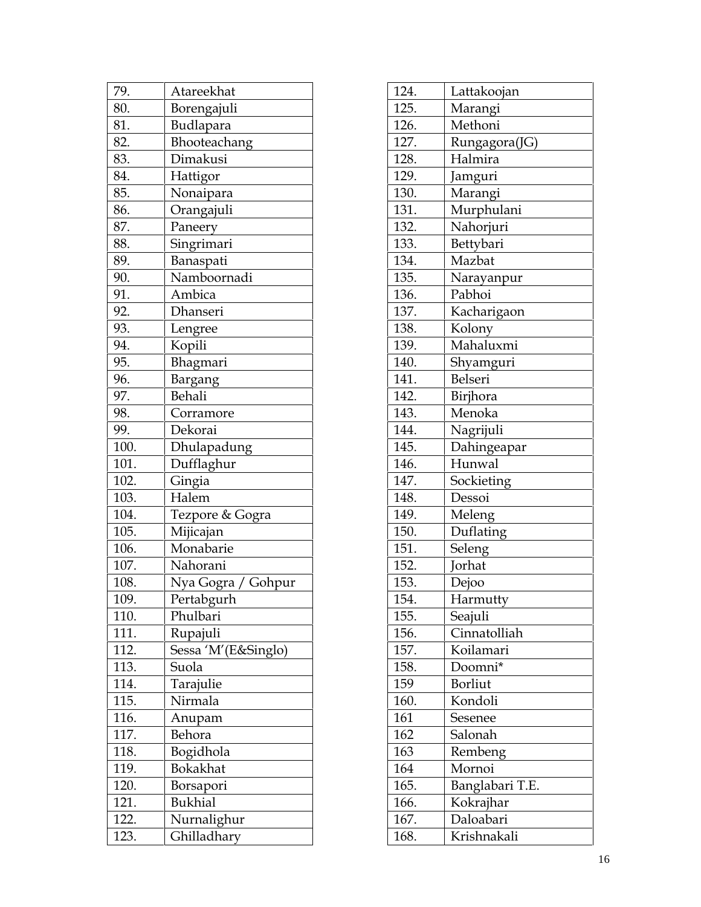| | |
|---|---|
| 79. | Atareekhat |
| 80. | Borengajuli |
| 81. | Budlapara |
| 82. | Bhooteachang |
| 83. | Dimakusi |
| 84. | Hattigor |
| 85. | Nonaipara |
| 86. | Orangajuli |
| 87. | Paneery |
| 88. | Singrimari |
| 89. | Banaspati |
| 90. | Namboornadi |
| 91. | Ambica |
| 92. | Dhanseri |
| 93. | Lengree |
| 94. | Kopili |
| 95. | Bhagmari |
| 96. | Bargang |
| 97. | Behali |
| 98. | Corramore |
| 99. | Dekorai |
| 100. | Dhulapadung |
| 101. | Dufflaghur |
| 102. | Gingia |
| 103. | Halem |
| 104. | Tezpore & Gogra |
| 105. | Mijicajan |
| 106. | Monabarie |
| 107. | Nahorani |
| 108. | Nya Gogra / Gohpur |
| 109. | Pertabgurh |
| 110. | Phulbari |
| 111. | Rupajuli |
| 112. | Sessa 'M'(E&Singlo) |
| 113. | Suola |
| 114. | Tarajulie |
| 115. | Nirmala |
| 116. | Anupam |
| 117. | Behora |
| 118. | Bogidhola |
| 119. | Bokakhat |
| 120. | Borsapori |
| 121. | Bukhial |
| 122. | Nurnalighur |
| 123. | Ghilladhary |
| 124. | Lattakoojan |
| 125. | Marangi |
| 126. | Methoni |
| 127. | Rungagora(JG) |
| 128. | Halmira |
| 129. | Jamguri |
| 130. | Marangi |
| 131. | Murphulani |
| 132. | Nahorjuri |
| 133. | Bettybari |
| 134. | Mazbat |
| 135. | Narayanpur |
| 136. | Pabhoi |
| 137. | Kacharigaon |
| 138. | Kolony |
| 139. | Mahaluxmi |
| 140. | Shyamguri |
| 141. | Belseri |
| 142. | Birjhora |
| 143. | Menoka |
| 144. | Nagrijuli |
| 145. | Dahingeapar |
| 146. | Hunwal |
| 147. | Sockieting |
| 148. | Dessoi |
| 149. | Meleng |
| 150. | Duflating |
| 151. | Seleng |
| 152. | Jorhat |
| 153. | Dejoo |
| 154. | Harmutty |
| 155. | Seajuli |
| 156. | Cinnatolliah |
| 157. | Koilamari |
| 158. | Doomni* |
| 159 | Borliut |
| 160. | Kondoli |
| 161 | Sesenee |
| 162 | Salonah |
| 163 | Rembeng |
| 164 | Mornoi |
| 165. | Banglabari T.E. |
| 166. | Kokrajhar |
| 167. | Daloabari |
| 168. | Krishnakali |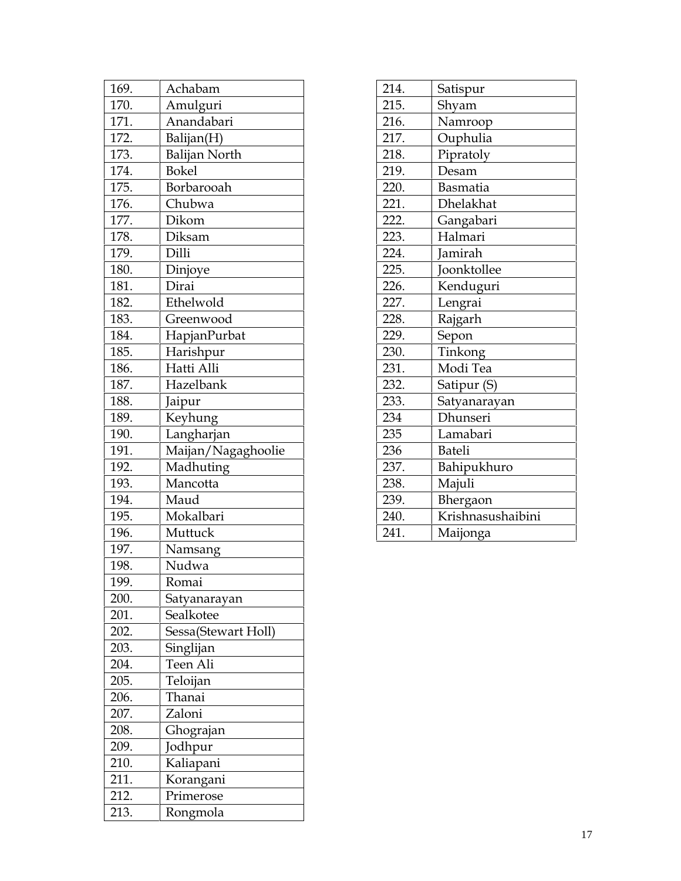| 169. | Achabam |
|---|---|
| 170. | Amulguri |
| 171. | Anandabari |
| 172. | Balijan(H) |
| 173. | Balijan North |
| 174. | Bokel |
| 175. | Borbarooah |
| 176. | Chubwa |
| 177. | Dikom |
| 178. | Diksam |
| 179. | Dilli |
| 180. | Dinjoye |
| 181. | Dirai |
| 182. | Ethelwold |
| 183. | Greenwood |
| 184. | HapjanPurbat |
| 185. | Harishpur |
| 186. | Hatti Alli |
| 187. | Hazelbank |
| 188. | Jaipur |
| 189. | Keyhung |
| 190. | Langharjan |
| 191. | Maijan/Nagaghoolie |
| 192. | Madhuting |
| 193. | Mancotta |
| 194. | Maud |
| 195. | Mokalbari |
| 196. | Muttuck |
| 197. | Namsang |
| 198. | Nudwa |
| 199. | Romai |
| 200. | Satyanarayan |
| 201. | Sealkotee |
| 202. | Sessa(Stewart Holl) |
| 203. | Singlijan |
| 204. | Teen Ali |
| 205. | Teloijan |
| 206. | Thanai |
| 207. | Zaloni |
| 208. | Ghograjan |
| 209. | Jodhpur |
| 210. | Kaliapani |
| 211. | Korangani |
| 212. | Primerose |
| 213. | Rongmola |
| 214. | Satispur |
| 215. | Shyam |
| 216. | Namroop |
| 217. | Ouphulia |
| 218. | Pipratoly |
| 219. | Desam |
| 220. | Basmatia |
| 221. | Dhelakhat |
| 222. | Gangabari |
| 223. | Halmari |
| 224. | Jamirah |
| 225. | Joonktollee |
| 226. | Kenduguri |
| 227. | Lengrai |
| 228. | Rajgarh |
| 229. | Sepon |
| 230. | Tinkong |
| 231. | Modi Tea |
| 232. | Satipur (S) |
| 233. | Satyanarayan |
| 234 | Dhunseri |
| 235 | Lamabari |
| 236 | Bateli |
| 237. | Bahipukhuro |
| 238. | Majuli |
| 239. | Bhergaon |
| 240. | Krishnasushaibini |
| 241. | Maijonga |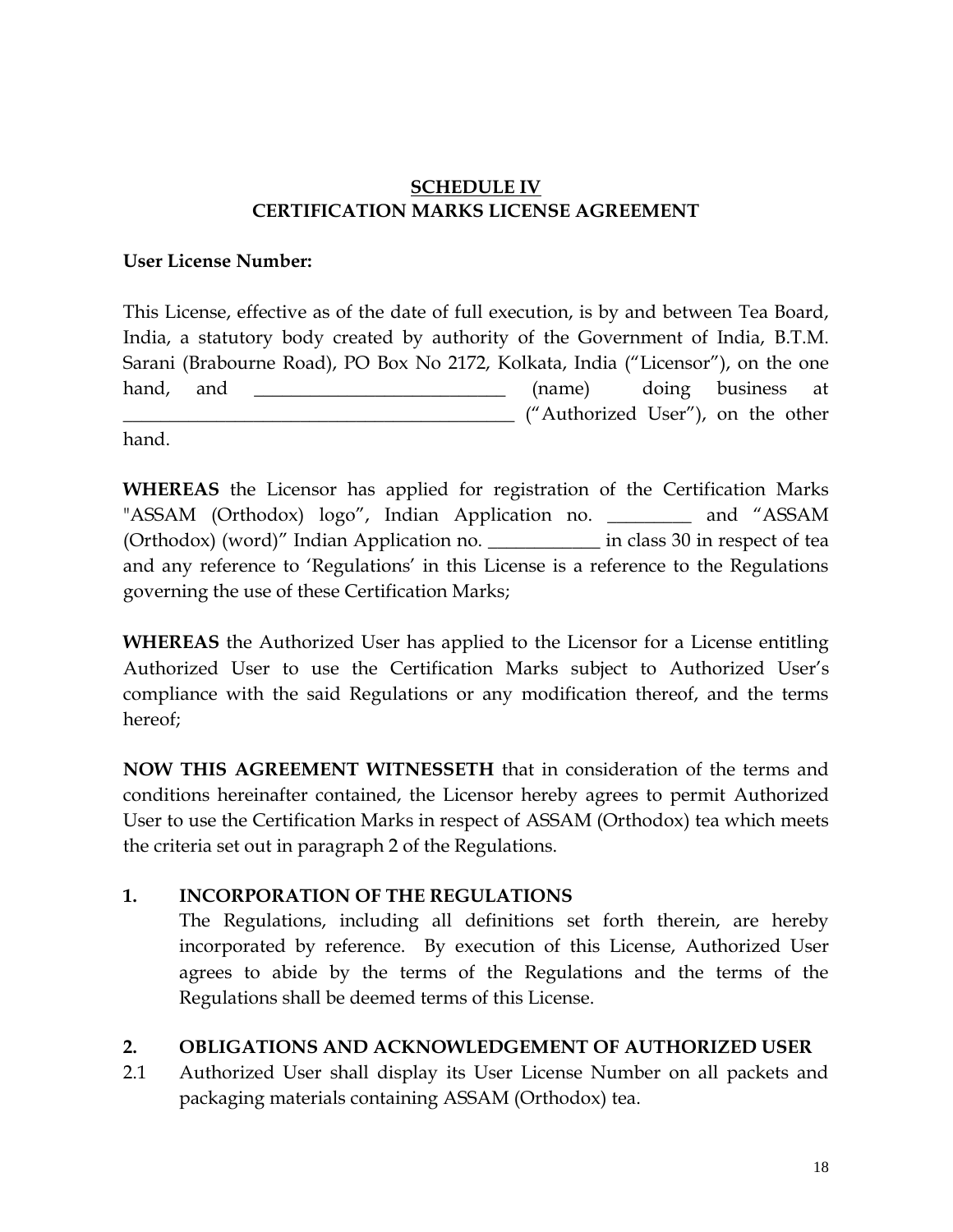**SCHEDULE IV**

**CERTIFICATION MARKS LICENSE AGREEMENT**

**User License Number:**

This License, effective as of the date of full execution, is by and between Tea Board, India, a statutory body created by authority of the Government of India, B.T.M. Sarani (Brabourne Road), PO Box No 2172, Kolkata, India ("Licensor"), on the one hand, and ___________________________ (name) doing business at __________________________________________ ("Authorized User"), on the other hand.

**WHEREAS** the Licensor has applied for registration of the Certification Marks "ASSAM (Orthodox) logo", Indian Application no. _________ and "ASSAM (Orthodox) (word)" Indian Application no. ____________ in class 30 in respect of tea and any reference to 'Regulations' in this License is a reference to the Regulations governing the use of these Certification Marks;

**WHEREAS** the Authorized User has applied to the Licensor for a License entitling Authorized User to use the Certification Marks subject to Authorized User's compliance with the said Regulations or any modification thereof, and the terms hereof;

**NOW THIS AGREEMENT WITNESSETH** that in consideration of the terms and conditions hereinafter contained, the Licensor hereby agrees to permit Authorized User to use the Certification Marks in respect of ASSAM (Orthodox) tea which meets the criteria set out in paragraph 2 of the Regulations.

**1. INCORPORATION OF THE REGULATIONS**

The Regulations, including all definitions set forth therein, are hereby incorporated by reference. By execution of this License, Authorized User agrees to abide by the terms of the Regulations and the terms of the Regulations shall be deemed terms of this License.

**2. OBLIGATIONS AND ACKNOWLEDGEMENT OF AUTHORIZED USER**

2.1 Authorized User shall display its User License Number on all packets and packaging materials containing ASSAM (Orthodox) tea.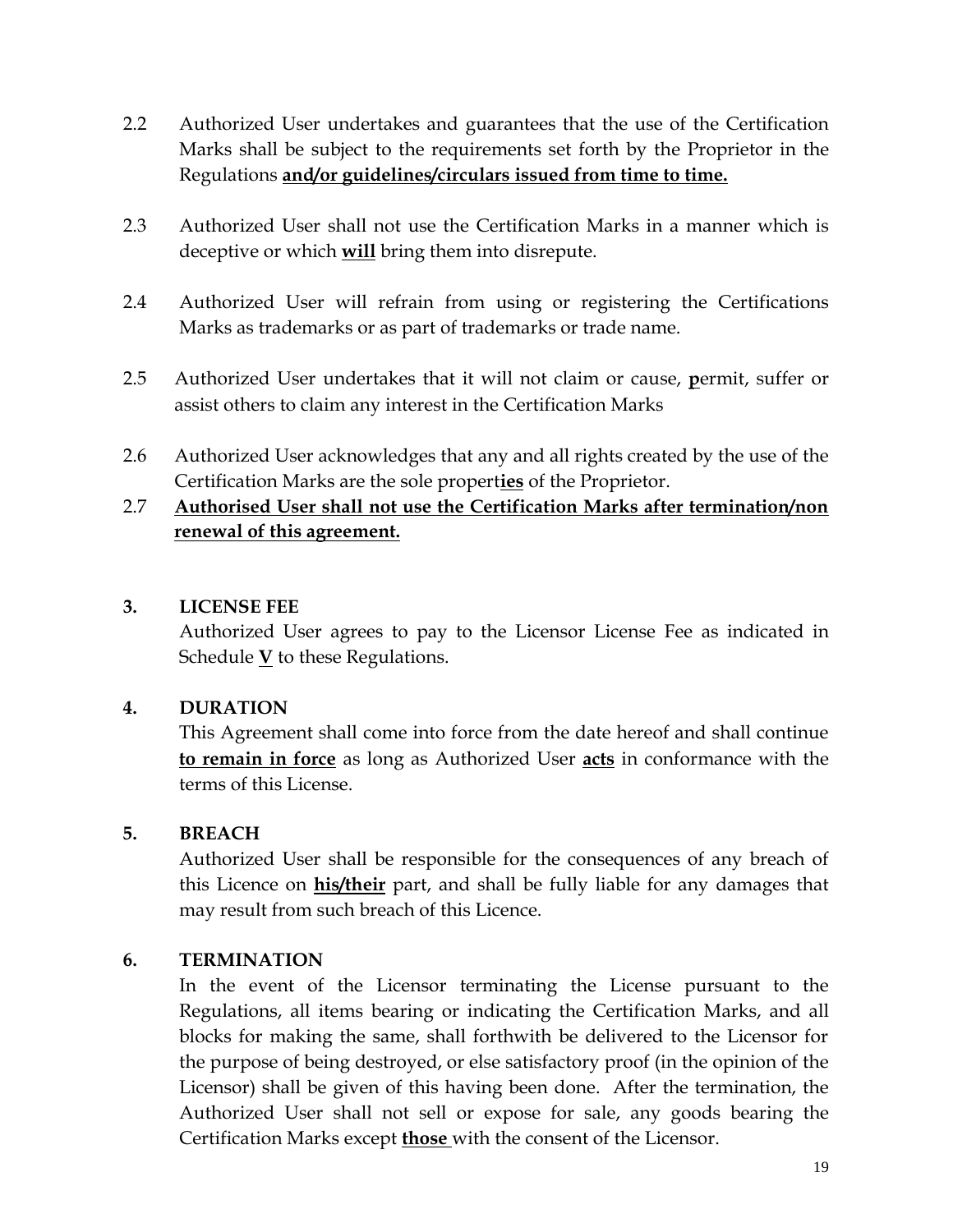2.2 Authorized User undertakes and guarantees that the use of the Certification Marks shall be subject to the requirements set forth by the Proprietor in the Regulations **and/or guidelines/circulars issued from time to time.**

2.3 Authorized User shall not use the Certification Marks in a manner which is deceptive or which **will** bring them into disrepute.

2.4 Authorized User will refrain from using or registering the Certifications Marks as trademarks or as part of trademarks or trade name.

2.5 Authorized User undertakes that it will not claim or cause, **p**ermit, suffer or assist others to claim any interest in the Certification Marks

2.6 Authorized User acknowledges that any and all rights created by the use of the Certification Marks are the sole propert**ies** of the Proprietor.

2.7 **Authorised User shall not use the Certification Marks after termination/non renewal of this agreement.**

## 3. LICENSE FEE

Authorized User agrees to pay to the Licensor License Fee as indicated in Schedule **V** to these Regulations.

## 4. DURATION

This Agreement shall come into force from the date hereof and shall continue **to remain in force** as long as Authorized User **acts** in conformance with the terms of this License.

## 5. BREACH

Authorized User shall be responsible for the consequences of any breach of this Licence on **his/their** part, and shall be fully liable for any damages that may result from such breach of this Licence.

## 6. TERMINATION

In the event of the Licensor terminating the License pursuant to the Regulations, all items bearing or indicating the Certification Marks, and all blocks for making the same, shall forthwith be delivered to the Licensor for the purpose of being destroyed, or else satisfactory proof (in the opinion of the Licensor) shall be given of this having been done. After the termination, the Authorized User shall not sell or expose for sale, any goods bearing the Certification Marks except **those** with the consent of the Licensor.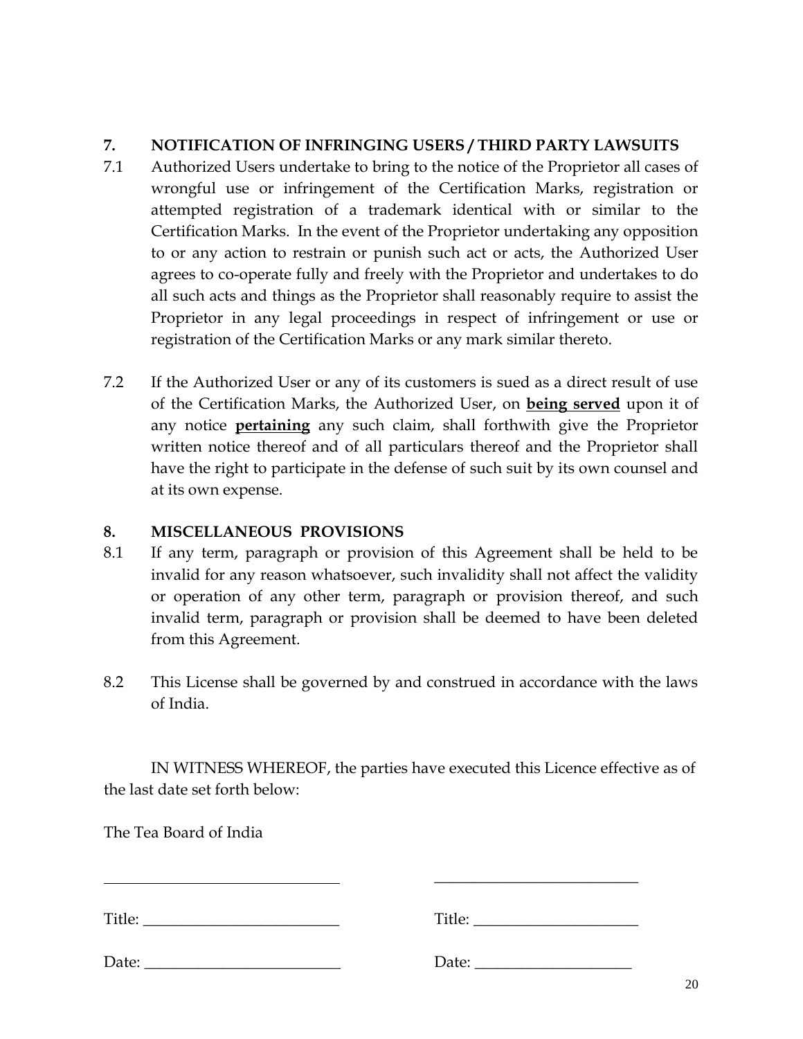## 7. NOTIFICATION OF INFRINGING USERS / THIRD PARTY LAWSUITS

7.1 Authorized Users undertake to bring to the notice of the Proprietor all cases of wrongful use or infringement of the Certification Marks, registration or attempted registration of a trademark identical with or similar to the Certification Marks. In the event of the Proprietor undertaking any opposition to or any action to restrain or punish such act or acts, the Authorized User agrees to co-operate fully and freely with the Proprietor and undertakes to do all such acts and things as the Proprietor shall reasonably require to assist the Proprietor in any legal proceedings in respect of infringement or use or registration of the Certification Marks or any mark similar thereto.

7.2 If the Authorized User or any of its customers is sued as a direct result of use of the Certification Marks, the Authorized User, on **being served** upon it of any notice **pertaining** any such claim, shall forthwith give the Proprietor written notice thereof and of all particulars thereof and the Proprietor shall have the right to participate in the defense of such suit by its own counsel and at its own expense.

## 8. MISCELLANEOUS PROVISIONS

8.1 If any term, paragraph or provision of this Agreement shall be held to be invalid for any reason whatsoever, such invalidity shall not affect the validity or operation of any other term, paragraph or provision thereof, and such invalid term, paragraph or provision shall be deemed to have been deleted from this Agreement.

8.2 This License shall be governed by and construed in accordance with the laws of India.

IN WITNESS WHEREOF, the parties have executed this Licence effective as of the last date set forth below:

The Tea Board of India

______________________________ ______________________________

Title: ________________________ Title: ________________________

Date: ________________________ Date: ________________________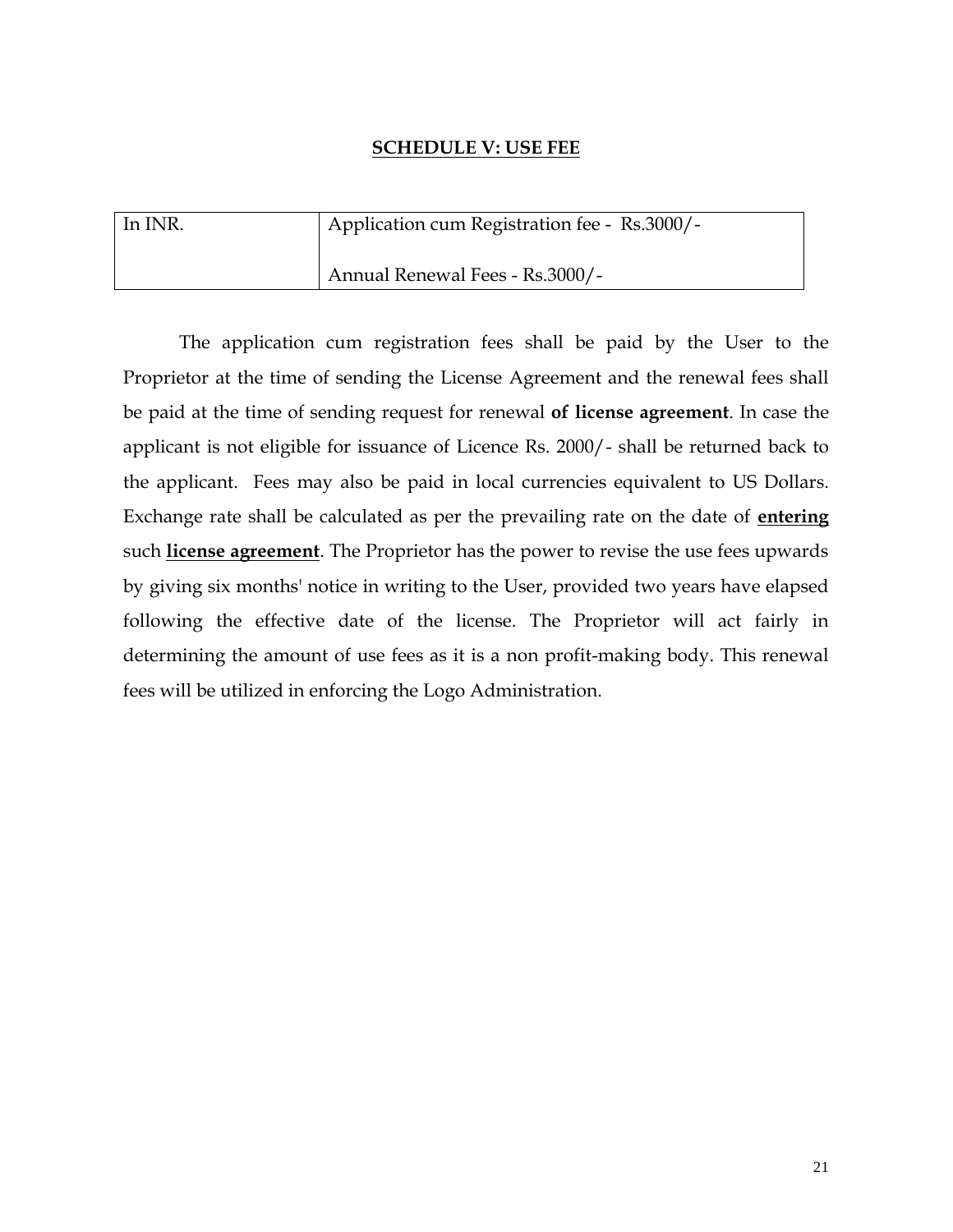## **SCHEDULE V: USE FEE**

| In INR. | Application cum Registration fee - Rs.3000/-<br><br>Annual Renewal Fees - Rs.3000/- |
|---|---|

The application cum registration fees shall be paid by the User to the Proprietor at the time of sending the License Agreement and the renewal fees shall be paid at the time of sending request for renewal **of license agreement**. In case the applicant is not eligible for issuance of Licence Rs. 2000/- shall be returned back to the applicant. Fees may also be paid in local currencies equivalent to US Dollars. Exchange rate shall be calculated as per the prevailing rate on the date of **entering** such **license agreement**. The Proprietor has the power to revise the use fees upwards by giving six months' notice in writing to the User, provided two years have elapsed following the effective date of the license. The Proprietor will act fairly in determining the amount of use fees as it is a non profit-making body. This renewal fees will be utilized in enforcing the Logo Administration.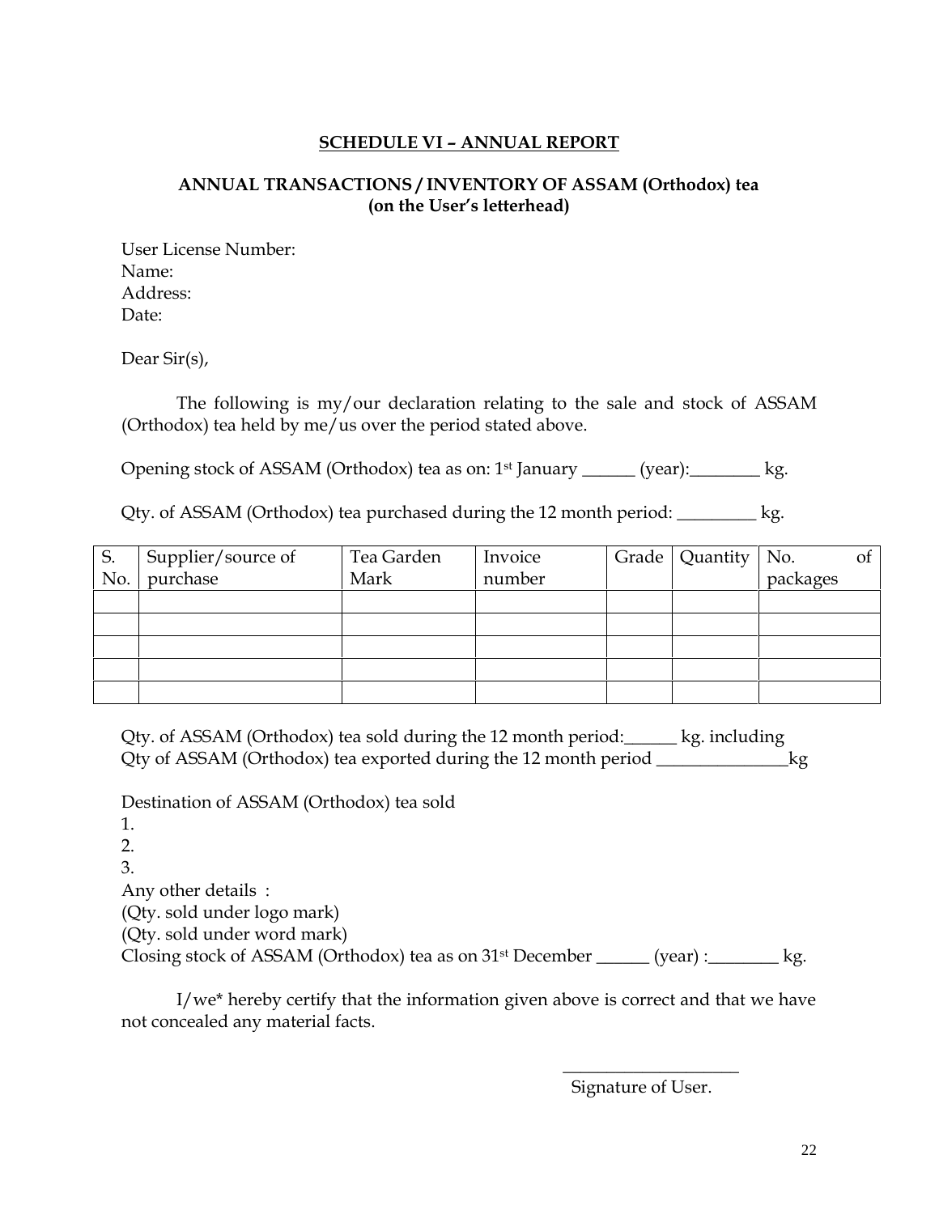## SCHEDULE VI – ANNUAL REPORT

### ANNUAL TRANSACTIONS / INVENTORY OF ASSAM (Orthodox) tea (on the User's letterhead)

User License Number:
Name:
Address:
Date:

Dear Sir(s),

The following is my/our declaration relating to the sale and stock of ASSAM (Orthodox) tea held by me/us over the period stated above.

Opening stock of ASSAM (Orthodox) tea as on: 1st January ______ (year):________ kg.

Qty. of ASSAM (Orthodox) tea purchased during the 12 month period: _________ kg.

| S. No. | Supplier/source of purchase | Tea Garden Mark | Invoice number | Grade | Quantity | No. of packages |
|---|---|---|---|---|---|---|
| | | | | | | |
| | | | | | | |
| | | | | | | |
| | | | | | | |
| | | | | | | |

Qty. of ASSAM (Orthodox) tea sold during the 12 month period:______ kg. including
Qty of ASSAM (Orthodox) tea exported during the 12 month period _______________kg

Destination of ASSAM (Orthodox) tea sold

1.
2.
3.

Any other details :
(Qty. sold under logo mark)
(Qty. sold under word mark)
Closing stock of ASSAM (Orthodox) tea as on 31st December ______ (year) :________ kg.

I/we* hereby certify that the information given above is correct and that we have not concealed any material facts.

____________________
Signature of User.